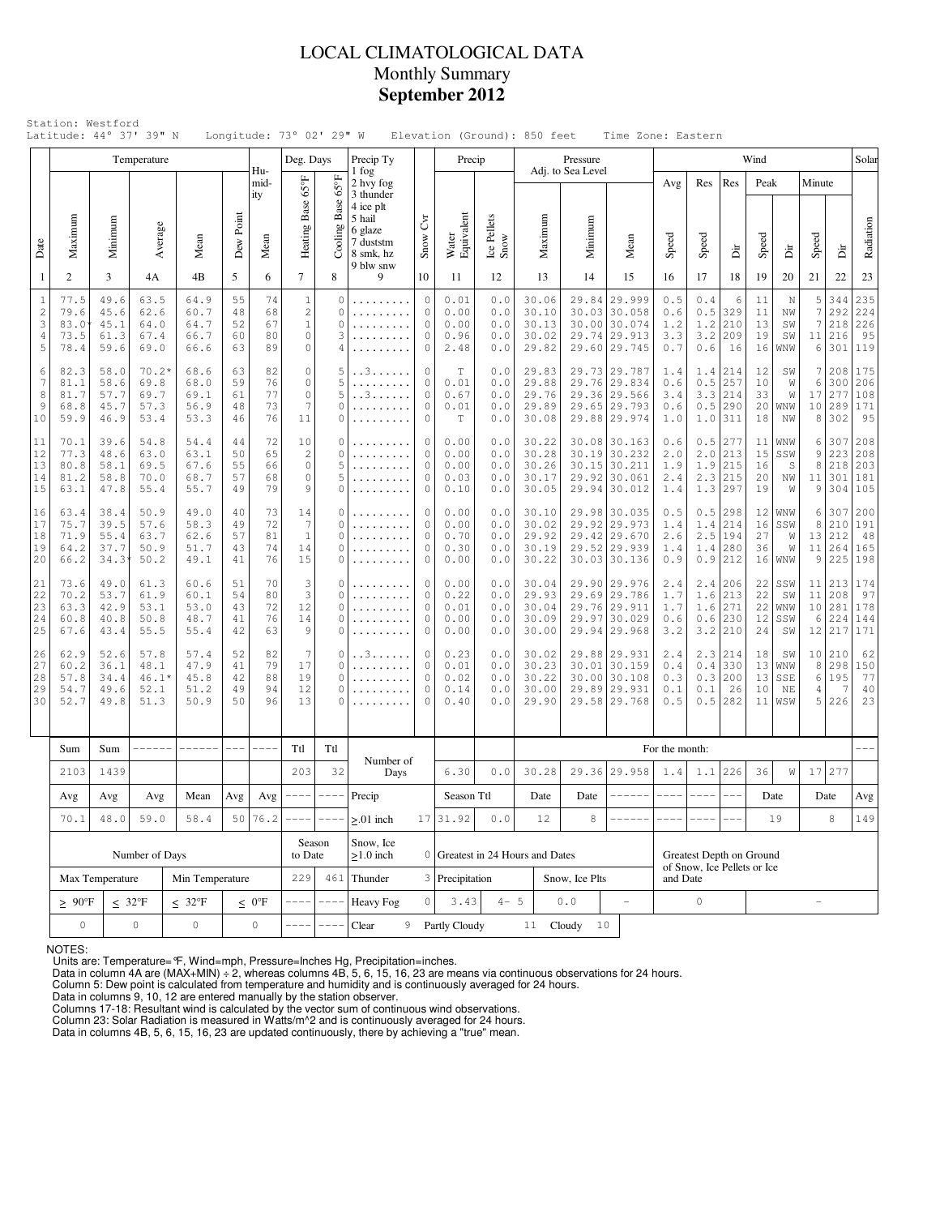# LOCAL CLIMATOLOGICAL DATA
## Monthly Summary
## September 2012

Station: Westford
Latitude: 44° 37' 39" N    Longitude: 73° 02' 29" W    Elevation (Ground): 850 feet    Time Zone: Eastern

| Date | Temperature Maximum | Temperature Minimum | Temperature Average | Temperature Mean | Dew Point | Humidity Mean | Deg. Days Heating Base 65°F | Deg. Days Cooling Base 65°F | Precip Ty (1 fog, 2 hvy fog, 3 thunder, 4 ice plt, 5 hail, 6 glaze, 7 duststm, 8 smk, hz, 9 blw snw) | Snow Cvr | Precip Water Equivalent | Precip Ice Pellets Snow | Pressure Adj. to Sea Level Maximum | Pressure Minimum | Pressure Mean | Wind Avg Speed | Wind Res Speed | Wind Res Dir | Wind Peak Speed | Wind Peak Dir | Wind Minute Speed | Wind Minute Dir | Solar Radiation |
|---|---|---|---|---|---|---|---|---|---|---|---|---|---|---|---|---|---|---|---|---|---|---|---|
| 1 | 2 | 3 | 4A | 4B | 5 | 6 | 7 | 8 | 9 | 10 | 11 | 12 | 13 | 14 | 15 | 16 | 17 | 18 | 19 | 20 | 21 | 22 | 23 |
| 1 | 77.5 | 49.6 | 63.5 | 64.9 | 55 | 74 | 1 | 0 | ......... | 0 | 0.01 | 0.0 | 30.06 | 29.84 | 29.999 | 0.5 | 0.4 | 6 | 11 | N | 5 | 344 | 235 |
| 2 | 79.6 | 45.6 | 62.6 | 60.7 | 48 | 68 | 2 | 0 | ......... | 0 | 0.00 | 0.0 | 30.10 | 30.03 | 30.058 | 0.6 | 0.5 | 329 | 11 | NW | 7 | 292 | 224 |
| 3 | 83.0* | 45.1 | 64.0 | 64.7 | 52 | 67 | 1 | 0 | ......... | 0 | 0.00 | 0.0 | 30.13 | 30.00 | 30.074 | 1.2 | 1.2 | 210 | 13 | SW | 7 | 218 | 226 |
| 4 | 73.5 | 61.3 | 67.4 | 66.7 | 60 | 80 | 0 | 3 | ......... | 0 | 0.96 | 0.0 | 30.02 | 29.74 | 29.913 | 3.3 | 3.2 | 209 | 19 | SW | 11 | 216 | 95 |
| 5 | 78.4 | 59.6 | 69.0 | 66.6 | 63 | 89 | 0 | 4 | ......... | 0 | 2.48 | 0.0 | 29.82 | 29.60 | 29.745 | 0.7 | 0.6 | 16 | 16 | WNW | 6 | 301 | 119 |
| 6 | 82.3 | 58.0 | 70.2* | 68.6 | 63 | 82 | 0 | 5 | ..3...... | 0 | T | 0.0 | 29.83 | 29.73 | 29.787 | 1.4 | 1.4 | 214 | 12 | SW | 7 | 208 | 175 |
| 7 | 81.1 | 58.6 | 69.8 | 68.0 | 59 | 76 | 0 | 5 | ......... | 0 | 0.01 | 0.0 | 29.88 | 29.76 | 29.834 | 0.6 | 0.5 | 257 | 10 | W | 6 | 300 | 206 |
| 8 | 81.7 | 57.7 | 69.7 | 69.1 | 61 | 77 | 0 | 5 | ..3...... | 0 | 0.67 | 0.0 | 29.76 | 29.36 | 29.566 | 3.4 | 3.3 | 214 | 33 | W | 17 | 277 | 108 |
| 9 | 68.8 | 45.7 | 57.3 | 56.9 | 48 | 73 | 7 | 0 | ......... | 0 | 0.01 | 0.0 | 29.89 | 29.65 | 29.793 | 0.6 | 0.5 | 290 | 20 | WNW | 10 | 289 | 171 |
| 10 | 59.9 | 46.9 | 53.4 | 53.3 | 46 | 76 | 11 | 0 | ......... | 0 | T | 0.0 | 30.08 | 29.88 | 29.974 | 1.0 | 1.0 | 311 | 18 | NW | 8 | 302 | 95 |
| 11 | 70.1 | 39.6 | 54.8 | 54.4 | 44 | 72 | 10 | 0 | ......... | 0 | 0.00 | 0.0 | 30.22 | 30.08 | 30.163 | 0.6 | 0.5 | 277 | 11 | WNW | 6 | 307 | 208 |
| 12 | 77.3 | 48.6 | 63.0 | 63.1 | 50 | 65 | 2 | 0 | ......... | 0 | 0.00 | 0.0 | 30.28 | 30.19 | 30.232 | 2.0 | 2.0 | 213 | 15 | SSW | 9 | 223 | 208 |
| 13 | 80.8 | 58.1 | 69.5 | 67.6 | 55 | 66 | 0 | 5 | ......... | 0 | 0.00 | 0.0 | 30.26 | 30.15 | 30.211 | 1.9 | 1.9 | 215 | 16 | S | 8 | 218 | 203 |
| 14 | 81.2 | 58.8 | 70.0 | 68.7 | 57 | 68 | 0 | 5 | ......... | 0 | 0.03 | 0.0 | 30.17 | 29.92 | 30.061 | 2.4 | 2.3 | 215 | 20 | NW | 11 | 301 | 181 |
| 15 | 63.1 | 47.8 | 55.4 | 55.7 | 49 | 79 | 9 | 0 | ......... | 0 | 0.10 | 0.0 | 30.05 | 29.94 | 30.012 | 1.4 | 1.3 | 297 | 19 | W | 9 | 304 | 105 |
| 16 | 63.4 | 38.4 | 50.9 | 49.0 | 40 | 73 | 14 | 0 | ......... | 0 | 0.00 | 0.0 | 30.10 | 29.98 | 30.035 | 0.5 | 0.5 | 298 | 12 | WNW | 6 | 307 | 200 |
| 17 | 75.7 | 39.5 | 57.6 | 58.3 | 49 | 72 | 7 | 0 | ......... | 0 | 0.00 | 0.0 | 30.02 | 29.92 | 29.973 | 1.4 | 1.4 | 214 | 16 | SSW | 8 | 210 | 191 |
| 18 | 71.9 | 55.4 | 63.7 | 62.6 | 57 | 81 | 1 | 0 | ......... | 0 | 0.70 | 0.0 | 29.92 | 29.42 | 29.670 | 2.6 | 2.5 | 194 | 27 | W | 13 | 212 | 48 |
| 19 | 64.2 | 37.7 | 50.9 | 51.7 | 43 | 74 | 14 | 0 | ......... | 0 | 0.30 | 0.0 | 30.19 | 29.52 | 29.939 | 1.4 | 1.4 | 280 | 36 | W | 11 | 264 | 165 |
| 20 | 66.2 | 34.3* | 50.2 | 49.1 | 41 | 76 | 15 | 0 | ......... | 0 | 0.00 | 0.0 | 30.22 | 30.03 | 30.136 | 0.9 | 0.9 | 212 | 16 | WNW | 9 | 225 | 198 |
| 21 | 73.6 | 49.0 | 61.3 | 60.6 | 51 | 70 | 3 | 0 | ......... | 0 | 0.00 | 0.0 | 30.04 | 29.90 | 29.976 | 2.4 | 2.4 | 206 | 22 | SSW | 11 | 213 | 174 |
| 22 | 70.2 | 53.7 | 61.9 | 60.1 | 54 | 80 | 3 | 0 | ......... | 0 | 0.22 | 0.0 | 29.93 | 29.69 | 29.786 | 1.7 | 1.6 | 213 | 22 | SW | 11 | 208 | 97 |
| 23 | 63.3 | 42.9 | 53.1 | 53.0 | 43 | 72 | 12 | 0 | ......... | 0 | 0.01 | 0.0 | 30.04 | 29.76 | 29.911 | 1.7 | 1.6 | 271 | 22 | WNW | 10 | 281 | 178 |
| 24 | 60.8 | 40.8 | 50.8 | 48.7 | 41 | 76 | 14 | 0 | ......... | 0 | 0.00 | 0.0 | 30.09 | 29.97 | 30.029 | 0.6 | 0.6 | 230 | 12 | SSW | 6 | 224 | 144 |
| 25 | 67.6 | 43.4 | 55.5 | 55.4 | 42 | 63 | 9 | 0 | ......... | 0 | 0.00 | 0.0 | 30.00 | 29.94 | 29.968 | 3.2 | 3.2 | 210 | 24 | SW | 12 | 217 | 171 |
| 26 | 62.9 | 52.6 | 57.8 | 57.4 | 52 | 82 | 7 | 0 | ..3...... | 0 | 0.23 | 0.0 | 30.02 | 29.88 | 29.931 | 2.4 | 2.3 | 214 | 18 | SW | 10 | 210 | 62 |
| 27 | 60.2 | 36.1 | 48.1 | 47.9 | 41 | 79 | 17 | 0 | ......... | 0 | 0.01 | 0.0 | 30.23 | 30.01 | 30.159 | 0.4 | 0.4 | 330 | 13 | WNW | 8 | 298 | 150 |
| 28 | 57.8 | 34.4 | 46.1* | 45.8 | 42 | 88 | 19 | 0 | ......... | 0 | 0.02 | 0.0 | 30.22 | 30.00 | 30.108 | 0.3 | 0.3 | 200 | 13 | SSE | 6 | 195 | 77 |
| 29 | 54.7 | 49.6 | 52.1 | 51.2 | 49 | 94 | 12 | 0 | ......... | 0 | 0.14 | 0.0 | 30.00 | 29.89 | 29.931 | 0.1 | 0.1 | 26 | 10 | NE | 4 | 7 | 40 |
| 30 | 52.7 | 49.8 | 51.3 | 50.9 | 50 | 96 | 13 | 0 | ......... | 0 | 0.40 | 0.0 | 29.90 | 29.58 | 29.768 | 0.5 | 0.5 | 282 | 11 | WSW | 5 | 226 | 23 |

| | Sum | Sum | ------ | ------ | --- | ---- | Ttl | Ttl | Number of Days | | | | For the month: | | | | | | | | | | --- |
|---|---|---|---|---|---|---|---|---|---|---|---|---|---|---|---|---|---|---|---|---|---|---|---|
| | 2103 | 1439 | | | | | 203 | 32 | | | 6.30 | 0.0 | 30.28 | 29.36 | 29.958 | 1.4 | 1.1 | 226 | 36 | W | 17 | 277 | |
| | Avg | Avg | Avg | Mean | Avg | Avg | ---- | ---- | Precip | | Season Ttl | | Date | Date | ------ | ---- | ---- | --- | Date | | Date | | Avg |
| | 70.1 | 48.0 | 59.0 | 58.4 | 50 | 76.2 | ---- | ---- | ≥.01 inch | 17 | 31.92 | 0.0 | 12 | 8 | ------ | ---- | ---- | --- | 19 | | 8 | | 149 |

| Number of Days | | | | Season to Date | | Snow, Ice ≥1.0 inch | 0 | Greatest in 24 Hours and Dates | | | | Greatest Depth on Ground of Snow, Ice Pellets or Ice and Date | |
|---|---|---|---|---|---|---|---|---|---|---|---|---|---|
| Max Temperature | | Min Temperature | | 229 | 461 | Thunder | 3 | Precipitation | | Snow, Ice Plts | | | |
| ≥ 90°F | ≤ 32°F | ≤ 32°F | ≤ 0°F | ---- | ---- | Heavy Fog | 0 | 3.43 | 4- 5 | 0.0 | - | 0 | - |
| 0 | 0 | 0 | 0 | ---- | ---- | Clear | 9 | Partly Cloudy | 11 | Cloudy | 10 | | |

NOTES:
Units are: Temperature=°F, Wind=mph, Pressure=Inches Hg, Precipitation=inches.
Data in column 4A are (MAX+MIN) ÷ 2, whereas columns 4B, 5, 6, 15, 16, 23 are means via continuous observations for 24 hours.
Column 5: Dew point is calculated from temperature and humidity and is continuously averaged for 24 hours.
Data in columns 9, 10, 12 are entered manually by the station observer.
Columns 17-18: Resultant wind is calculated by the vector sum of continuous wind observations.
Column 23: Solar Radiation is measured in Watts/m^2 and is continuously averaged for 24 hours.
Data in columns 4B, 5, 6, 15, 16, 23 are updated continuously, there by achieving a "true" mean.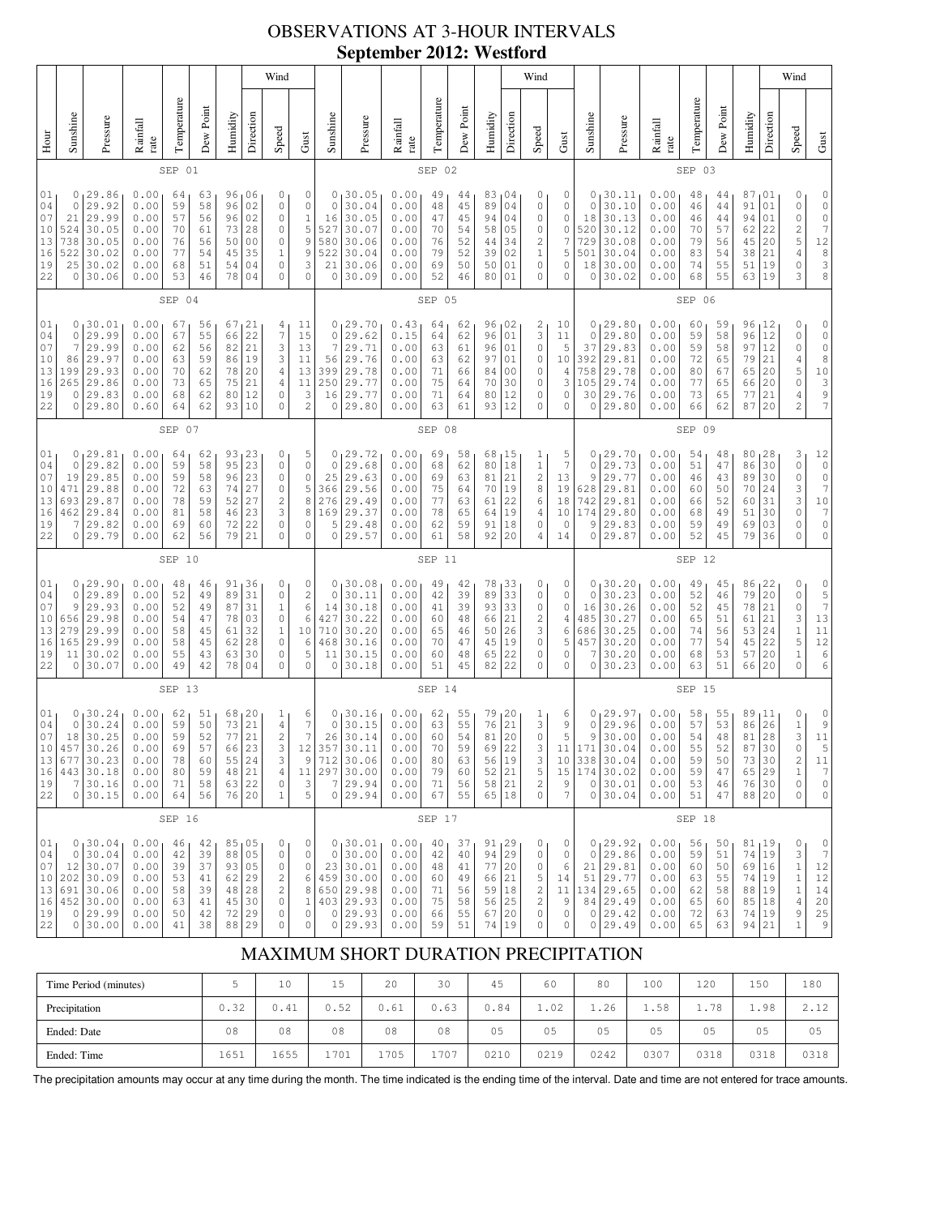# OBSERVATIONS AT 3-HOUR INTERVALS
## September 2012: Westford

| Hour | Sunshine | Pressure | Rainfall rate | Temperature | Dew Point | Humidity | Wind Direction | Wind Speed | Wind Gust | Sunshine | Pressure | Rainfall rate | Temperature | Dew Point | Humidity | Wind Direction | Wind Speed | Wind Gust | Sunshine | Pressure | Rainfall rate | Temperature | Dew Point | Humidity | Wind Direction | Wind Speed | Wind Gust |
|---|---|---|---|---|---|---|---|---|---|---|---|---|---|---|---|---|---|---|---|---|---|---|---|---|---|---|---|
| | SEP 01 | | | | | | | | | SEP 02 | | | | | | | | | SEP 03 | | | | | | | | |
| 01 | 0 | 29.86 | 0.00 | 64 | 63 | 96 | 06 | 0 | 0 | 0 | 30.05 | 0.00 | 49 | 44 | 83 | 04 | 0 | 0 | 0 | 30.11 | 0.00 | 48 | 44 | 87 | 01 | 0 | 0 |
| 04 | 0 | 29.92 | 0.00 | 59 | 58 | 96 | 02 | 0 | 0 | 0 | 30.04 | 0.00 | 48 | 45 | 89 | 04 | 0 | 0 | 0 | 30.10 | 0.00 | 46 | 44 | 91 | 01 | 0 | 0 |
| 07 | 21 | 29.99 | 0.00 | 57 | 56 | 96 | 02 | 0 | 1 | 16 | 30.05 | 0.00 | 47 | 45 | 94 | 04 | 0 | 0 | 18 | 30.13 | 0.00 | 46 | 44 | 94 | 01 | 0 | 0 |
| 10 | 524 | 30.05 | 0.00 | 70 | 61 | 73 | 28 | 0 | 5 | 527 | 30.07 | 0.00 | 70 | 54 | 58 | 05 | 0 | 0 | 520 | 30.12 | 0.00 | 70 | 57 | 62 | 22 | 0 | 7 |
| 13 | 738 | 30.05 | 0.00 | 76 | 56 | 50 | 00 | 0 | 9 | 580 | 30.06 | 0.00 | 76 | 52 | 44 | 34 | 2 | 7 | 729 | 30.08 | 0.00 | 79 | 56 | 45 | 20 | 5 | 12 |
| 16 | 522 | 30.02 | 0.00 | 77 | 54 | 45 | 35 | 1 | 9 | 522 | 30.04 | 0.00 | 79 | 52 | 39 | 02 | 1 | 5 | 501 | 30.04 | 0.00 | 83 | 54 | 38 | 21 | 4 | 8 |
| 19 | 25 | 30.02 | 0.00 | 68 | 51 | 54 | 04 | 0 | 3 | 21 | 30.06 | 0.00 | 69 | 50 | 50 | 01 | 0 | 0 | 18 | 30.00 | 0.00 | 74 | 55 | 51 | 19 | 0 | 3 |
| 22 | 0 | 30.06 | 0.00 | 53 | 46 | 78 | 04 | 0 | 0 | 0 | 30.09 | 0.00 | 52 | 46 | 80 | 01 | 0 | 0 | 0 | 30.02 | 0.00 | 68 | 55 | 63 | 19 | 3 | 8 |
| | SEP 04 | | | | | | | | | SEP 05 | | | | | | | | | SEP 06 | | | | | | | | |
| 01 | 0 | 30.01 | 0.00 | 67 | 56 | 67 | 21 | 4 | 11 | 0 | 29.70 | 0.43 | 64 | 62 | 96 | 02 | 2 | 10 | 0 | 29.80 | 0.00 | 60 | 59 | 96 | 12 | 0 | 0 |
| 04 | 0 | 29.99 | 0.00 | 67 | 55 | 66 | 22 | 7 | 15 | 0 | 29.62 | 0.15 | 64 | 62 | 96 | 01 | 3 | 11 | 0 | 29.80 | 0.00 | 59 | 58 | 96 | 12 | 0 | 0 |
| 07 | 7 | 29.99 | 0.00 | 62 | 56 | 82 | 21 | 3 | 13 | 7 | 29.71 | 0.00 | 63 | 61 | 96 | 01 | 0 | 5 | 37 | 29.83 | 0.00 | 59 | 58 | 97 | 12 | 0 | 0 |
| 10 | 86 | 29.97 | 0.00 | 63 | 59 | 86 | 19 | 3 | 11 | 56 | 29.76 | 0.00 | 63 | 62 | 97 | 01 | 0 | 10 | 392 | 29.81 | 0.00 | 72 | 65 | 79 | 21 | 4 | 8 |
| 13 | 199 | 29.93 | 0.00 | 70 | 62 | 78 | 20 | 4 | 13 | 399 | 29.78 | 0.00 | 71 | 66 | 84 | 00 | 0 | 4 | 758 | 29.78 | 0.00 | 80 | 67 | 65 | 20 | 5 | 10 |
| 16 | 265 | 29.86 | 0.00 | 73 | 65 | 75 | 21 | 4 | 11 | 250 | 29.77 | 0.00 | 75 | 64 | 70 | 30 | 0 | 3 | 105 | 29.74 | 0.00 | 77 | 65 | 66 | 20 | 0 | 3 |
| 19 | 0 | 29.83 | 0.00 | 68 | 62 | 80 | 12 | 0 | 3 | 16 | 29.77 | 0.00 | 71 | 64 | 80 | 12 | 0 | 0 | 30 | 29.76 | 0.00 | 73 | 65 | 77 | 21 | 4 | 9 |
| 22 | 0 | 29.80 | 0.60 | 64 | 62 | 93 | 10 | 0 | 2 | 0 | 29.80 | 0.00 | 63 | 61 | 93 | 12 | 0 | 0 | 0 | 29.80 | 0.00 | 66 | 62 | 87 | 20 | 2 | 7 |
| | SEP 07 | | | | | | | | | SEP 08 | | | | | | | | | SEP 09 | | | | | | | | |
| 01 | 0 | 29.81 | 0.00 | 64 | 62 | 93 | 23 | 0 | 5 | 0 | 29.72 | 0.00 | 69 | 58 | 68 | 15 | 1 | 5 | 0 | 29.70 | 0.00 | 54 | 48 | 80 | 28 | 3 | 12 |
| 04 | 0 | 29.82 | 0.00 | 59 | 58 | 95 | 23 | 0 | 0 | 0 | 29.68 | 0.00 | 68 | 62 | 80 | 18 | 1 | 7 | 0 | 29.73 | 0.00 | 51 | 47 | 86 | 30 | 0 | 0 |
| 07 | 19 | 29.85 | 0.00 | 59 | 58 | 96 | 23 | 0 | 0 | 25 | 29.63 | 0.00 | 69 | 63 | 81 | 21 | 2 | 13 | 9 | 29.77 | 0.00 | 46 | 43 | 89 | 30 | 0 | 0 |
| 10 | 471 | 29.88 | 0.00 | 72 | 63 | 74 | 27 | 0 | 5 | 366 | 29.56 | 0.00 | 75 | 64 | 70 | 19 | 8 | 19 | 628 | 29.81 | 0.00 | 60 | 50 | 70 | 24 | 3 | 7 |
| 13 | 693 | 29.87 | 0.00 | 78 | 59 | 52 | 27 | 2 | 8 | 276 | 29.49 | 0.00 | 77 | 63 | 61 | 22 | 6 | 18 | 742 | 29.81 | 0.00 | 66 | 52 | 60 | 31 | 3 | 10 |
| 16 | 462 | 29.84 | 0.00 | 81 | 58 | 46 | 23 | 3 | 8 | 169 | 29.37 | 0.00 | 78 | 65 | 64 | 19 | 4 | 10 | 174 | 29.80 | 0.00 | 68 | 49 | 51 | 30 | 0 | 7 |
| 19 | 7 | 29.82 | 0.00 | 69 | 60 | 72 | 22 | 0 | 0 | 5 | 29.48 | 0.00 | 62 | 59 | 91 | 18 | 0 | 0 | 9 | 29.83 | 0.00 | 59 | 49 | 69 | 03 | 0 | 0 |
| 22 | 0 | 29.79 | 0.00 | 62 | 56 | 79 | 21 | 0 | 0 | 0 | 29.57 | 0.00 | 61 | 58 | 92 | 20 | 4 | 14 | 0 | 29.87 | 0.00 | 52 | 45 | 79 | 36 | 0 | 0 |
| | SEP 10 | | | | | | | | | SEP 11 | | | | | | | | | SEP 12 | | | | | | | | |
| 01 | 0 | 29.90 | 0.00 | 48 | 46 | 91 | 36 | 0 | 0 | 0 | 30.08 | 0.00 | 49 | 42 | 78 | 33 | 0 | 0 | 0 | 30.20 | 0.00 | 49 | 45 | 86 | 22 | 0 | 0 |
| 04 | 0 | 29.89 | 0.00 | 52 | 49 | 89 | 31 | 0 | 2 | 0 | 30.11 | 0.00 | 42 | 39 | 89 | 33 | 0 | 0 | 0 | 30.23 | 0.00 | 52 | 46 | 79 | 20 | 0 | 5 |
| 07 | 9 | 29.93 | 0.00 | 52 | 49 | 87 | 31 | 1 | 6 | 14 | 30.18 | 0.00 | 41 | 39 | 93 | 33 | 0 | 0 | 16 | 30.26 | 0.00 | 52 | 45 | 78 | 21 | 0 | 7 |
| 10 | 656 | 29.98 | 0.00 | 54 | 47 | 78 | 03 | 0 | 6 | 427 | 30.22 | 0.00 | 60 | 48 | 66 | 21 | 2 | 4 | 485 | 30.27 | 0.00 | 65 | 51 | 61 | 21 | 3 | 13 |
| 13 | 279 | 29.99 | 0.00 | 58 | 45 | 61 | 32 | 1 | 10 | 710 | 30.20 | 0.00 | 65 | 46 | 50 | 26 | 3 | 6 | 686 | 30.25 | 0.00 | 74 | 56 | 53 | 24 | 1 | 11 |
| 16 | 165 | 29.99 | 0.00 | 58 | 45 | 62 | 28 | 0 | 6 | 468 | 30.16 | 0.00 | 70 | 47 | 45 | 19 | 0 | 5 | 457 | 30.20 | 0.00 | 77 | 54 | 45 | 22 | 5 | 12 |
| 19 | 11 | 30.02 | 0.00 | 55 | 43 | 63 | 30 | 0 | 5 | 11 | 30.15 | 0.00 | 60 | 48 | 65 | 22 | 0 | 0 | 7 | 30.20 | 0.00 | 68 | 53 | 57 | 20 | 1 | 6 |
| 22 | 0 | 30.07 | 0.00 | 49 | 42 | 78 | 04 | 0 | 0 | 0 | 30.18 | 0.00 | 51 | 45 | 82 | 22 | 0 | 0 | 0 | 30.23 | 0.00 | 63 | 51 | 66 | 20 | 0 | 6 |
| | SEP 13 | | | | | | | | | SEP 14 | | | | | | | | | SEP 15 | | | | | | | | |
| 01 | 0 | 30.24 | 0.00 | 62 | 51 | 68 | 20 | 1 | 6 | 0 | 30.16 | 0.00 | 62 | 55 | 79 | 20 | 1 | 6 | 0 | 29.97 | 0.00 | 58 | 55 | 89 | 11 | 0 | 0 |
| 04 | 0 | 30.24 | 0.00 | 59 | 50 | 73 | 21 | 4 | 7 | 0 | 30.15 | 0.00 | 63 | 55 | 76 | 21 | 3 | 9 | 0 | 29.96 | 0.00 | 57 | 53 | 86 | 26 | 1 | 9 |
| 07 | 18 | 30.25 | 0.00 | 59 | 52 | 77 | 21 | 2 | 7 | 26 | 30.14 | 0.00 | 60 | 54 | 81 | 20 | 0 | 5 | 9 | 30.00 | 0.00 | 54 | 48 | 81 | 28 | 3 | 11 |
| 10 | 457 | 30.26 | 0.00 | 69 | 57 | 66 | 23 | 3 | 12 | 357 | 30.11 | 0.00 | 70 | 59 | 69 | 22 | 3 | 11 | 171 | 30.04 | 0.00 | 55 | 52 | 87 | 30 | 0 | 5 |
| 13 | 677 | 30.23 | 0.00 | 78 | 60 | 55 | 24 | 3 | 9 | 712 | 30.06 | 0.00 | 80 | 63 | 56 | 19 | 3 | 10 | 338 | 30.04 | 0.00 | 59 | 50 | 73 | 30 | 2 | 11 |
| 16 | 443 | 30.18 | 0.00 | 80 | 59 | 48 | 21 | 4 | 11 | 297 | 30.00 | 0.00 | 79 | 60 | 52 | 21 | 5 | 15 | 174 | 30.02 | 0.00 | 59 | 47 | 65 | 29 | 1 | 7 |
| 19 | 7 | 30.16 | 0.00 | 71 | 58 | 63 | 22 | 0 | 3 | 7 | 29.94 | 0.00 | 71 | 56 | 58 | 21 | 2 | 9 | 0 | 30.01 | 0.00 | 53 | 46 | 76 | 30 | 0 | 0 |
| 22 | 0 | 30.15 | 0.00 | 64 | 56 | 76 | 20 | 1 | 5 | 0 | 29.94 | 0.00 | 67 | 55 | 65 | 18 | 0 | 7 | 0 | 30.04 | 0.00 | 51 | 47 | 88 | 20 | 0 | 0 |
| | SEP 16 | | | | | | | | | SEP 17 | | | | | | | | | SEP 18 | | | | | | | | |
| 01 | 0 | 30.04 | 0.00 | 46 | 42 | 85 | 05 | 0 | 0 | 0 | 30.01 | 0.00 | 40 | 37 | 91 | 29 | 0 | 0 | 0 | 29.92 | 0.00 | 56 | 50 | 81 | 19 | 0 | 0 |
| 04 | 0 | 30.04 | 0.00 | 42 | 39 | 88 | 05 | 0 | 0 | 0 | 30.00 | 0.00 | 42 | 40 | 94 | 29 | 0 | 0 | 0 | 29.86 | 0.00 | 59 | 51 | 74 | 19 | 3 | 7 |
| 07 | 12 | 30.07 | 0.00 | 39 | 37 | 93 | 05 | 0 | 0 | 23 | 30.01 | 0.00 | 48 | 41 | 77 | 20 | 0 | 6 | 21 | 29.81 | 0.00 | 60 | 50 | 69 | 16 | 1 | 12 |
| 10 | 202 | 30.09 | 0.00 | 53 | 41 | 62 | 29 | 2 | 6 | 459 | 30.00 | 0.00 | 60 | 49 | 66 | 21 | 5 | 14 | 51 | 29.77 | 0.00 | 63 | 55 | 74 | 19 | 1 | 12 |
| 13 | 691 | 30.06 | 0.00 | 58 | 39 | 48 | 28 | 2 | 8 | 650 | 29.98 | 0.00 | 71 | 56 | 59 | 18 | 2 | 11 | 134 | 29.65 | 0.00 | 62 | 58 | 88 | 19 | 1 | 14 |
| 16 | 452 | 30.00 | 0.00 | 63 | 41 | 45 | 30 | 0 | 1 | 403 | 29.93 | 0.00 | 75 | 58 | 56 | 25 | 2 | 9 | 84 | 29.49 | 0.00 | 65 | 60 | 85 | 18 | 4 | 20 |
| 19 | 0 | 29.99 | 0.00 | 50 | 42 | 72 | 29 | 0 | 0 | 0 | 29.93 | 0.00 | 66 | 55 | 67 | 20 | 0 | 0 | 0 | 29.42 | 0.00 | 72 | 63 | 74 | 19 | 9 | 25 |
| 22 | 0 | 30.00 | 0.00 | 41 | 38 | 88 | 29 | 0 | 0 | 0 | 29.93 | 0.00 | 59 | 51 | 74 | 19 | 0 | 0 | 0 | 29.49 | 0.00 | 65 | 63 | 94 | 21 | 1 | 9 |

## MAXIMUM SHORT DURATION PRECIPITATION

| Time Period (minutes) | 5 | 10 | 15 | 20 | 30 | 45 | 60 | 80 | 100 | 120 | 150 | 180 |
|---|---|---|---|---|---|---|---|---|---|---|---|---|
| Precipitation | 0.32 | 0.41 | 0.52 | 0.61 | 0.63 | 0.84 | 1.02 | 1.26 | 1.58 | 1.78 | 1.98 | 2.12 |
| Ended: Date | 08 | 08 | 08 | 08 | 08 | 05 | 05 | 05 | 05 | 05 | 05 | 05 |
| Ended: Time | 1651 | 1655 | 1701 | 1705 | 1707 | 0210 | 0219 | 0242 | 0307 | 0318 | 0318 | 0318 |

The precipitation amounts may occur at any time during the month. The time indicated is the ending time of the interval. Date and time are not entered for trace amounts.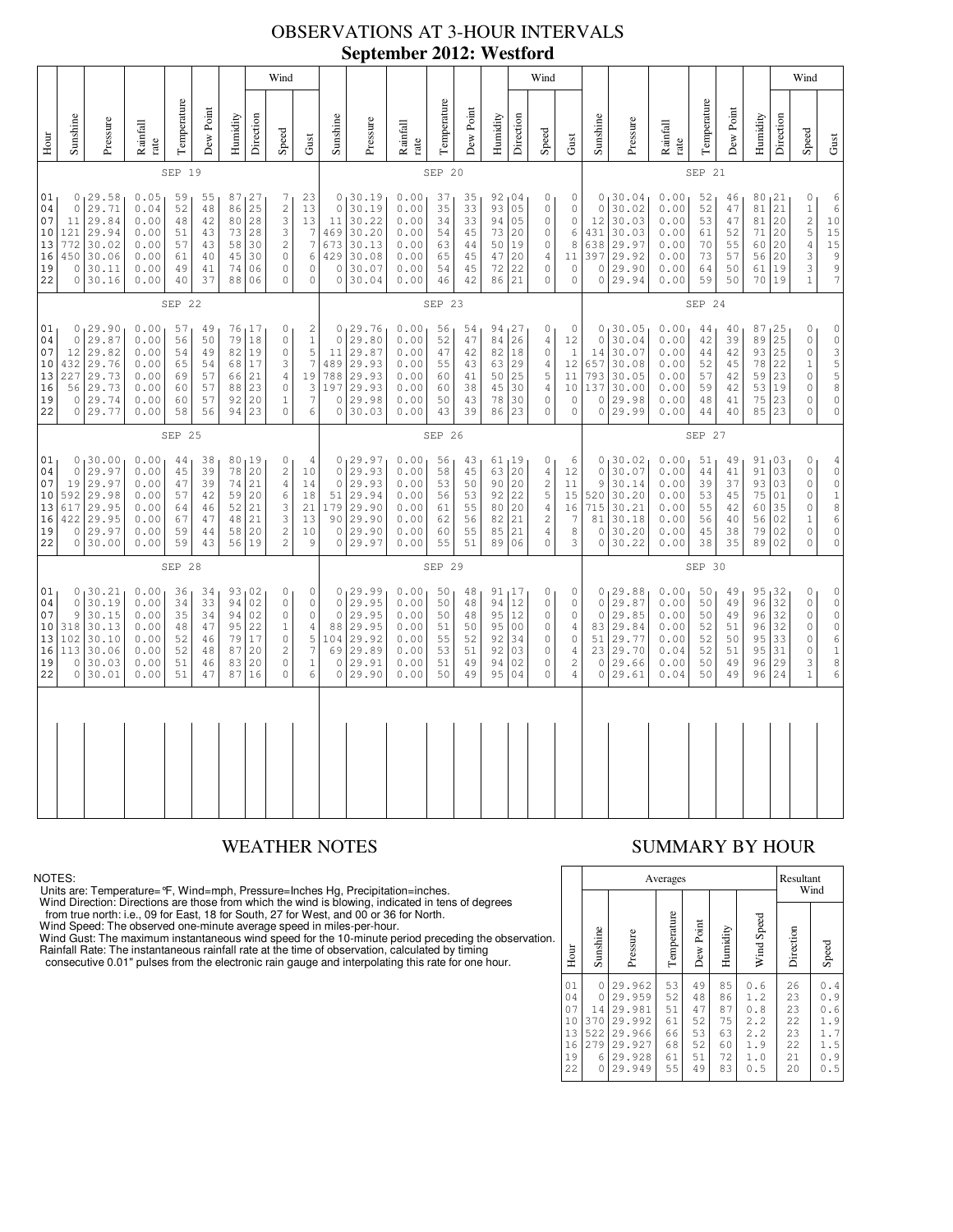# OBSERVATIONS AT 3-HOUR INTERVALS

## September 2012: Westford

### SEP 19

| Hour | Sunshine | Pressure | Rainfall rate | Temperature | Dew Point | Humidity | Wind Direction | Wind Speed | Wind Gust |
|---|---|---|---|---|---|---|---|---|---|
| 01 | 0 | 29.58 | 0.05 | 59 | 55 | 87 | 27 | 7 | 23 |
| 04 | 0 | 29.71 | 0.04 | 52 | 48 | 86 | 25 | 2 | 13 |
| 07 | 11 | 29.84 | 0.00 | 48 | 42 | 80 | 28 | 3 | 13 |
| 10 | 121 | 29.94 | 0.00 | 51 | 43 | 73 | 28 | 3 | 7 |
| 13 | 772 | 30.02 | 0.00 | 57 | 43 | 58 | 30 | 2 | 7 |
| 16 | 450 | 30.06 | 0.00 | 61 | 40 | 45 | 30 | 0 | 6 |
| 19 | 0 | 30.11 | 0.00 | 49 | 41 | 74 | 06 | 0 | 0 |
| 22 | 0 | 30.16 | 0.00 | 40 | 37 | 88 | 06 | 0 | 0 |

### SEP 20

| Hour | Sunshine | Pressure | Rainfall rate | Temperature | Dew Point | Humidity | Wind Direction | Wind Speed | Wind Gust |
|---|---|---|---|---|---|---|---|---|---|
| 01 | 0 | 30.19 | 0.00 | 37 | 35 | 92 | 04 | 0 | 0 |
| 04 | 0 | 30.19 | 0.00 | 35 | 33 | 93 | 05 | 0 | 0 |
| 07 | 11 | 30.22 | 0.00 | 34 | 33 | 94 | 05 | 0 | 0 |
| 10 | 469 | 30.20 | 0.00 | 54 | 45 | 73 | 20 | 0 | 6 |
| 13 | 673 | 30.13 | 0.00 | 63 | 44 | 50 | 19 | 0 | 8 |
| 16 | 429 | 30.08 | 0.00 | 65 | 45 | 47 | 20 | 4 | 11 |
| 19 | 0 | 30.07 | 0.00 | 54 | 45 | 72 | 22 | 0 | 0 |
| 22 | 0 | 30.04 | 0.00 | 46 | 42 | 86 | 21 | 0 | 0 |

### SEP 21

| Hour | Sunshine | Pressure | Rainfall rate | Temperature | Dew Point | Humidity | Wind Direction | Wind Speed | Wind Gust |
|---|---|---|---|---|---|---|---|---|---|
| 01 | 0 | 30.04 | 0.00 | 52 | 46 | 80 | 21 | 0 | 6 |
| 04 | 0 | 30.02 | 0.00 | 52 | 47 | 81 | 21 | 1 | 6 |
| 07 | 12 | 30.03 | 0.00 | 53 | 47 | 81 | 20 | 2 | 10 |
| 10 | 431 | 30.03 | 0.00 | 61 | 52 | 71 | 20 | 5 | 15 |
| 13 | 638 | 29.97 | 0.00 | 70 | 55 | 60 | 20 | 4 | 15 |
| 16 | 397 | 29.92 | 0.00 | 73 | 57 | 56 | 20 | 3 | 9 |
| 19 | 0 | 29.90 | 0.00 | 64 | 50 | 61 | 19 | 3 | 9 |
| 22 | 0 | 29.94 | 0.00 | 59 | 50 | 70 | 19 | 1 | 7 |

### SEP 22

| Hour | Sunshine | Pressure | Rainfall rate | Temperature | Dew Point | Humidity | Wind Direction | Wind Speed | Wind Gust |
|---|---|---|---|---|---|---|---|---|---|
| 01 | 0 | 29.90 | 0.00 | 57 | 49 | 76 | 17 | 0 | 2 |
| 04 | 0 | 29.87 | 0.00 | 56 | 50 | 79 | 18 | 0 | 1 |
| 07 | 12 | 29.82 | 0.00 | 54 | 49 | 82 | 19 | 0 | 5 |
| 10 | 432 | 29.76 | 0.00 | 65 | 54 | 68 | 17 | 3 | 7 |
| 13 | 227 | 29.73 | 0.00 | 69 | 57 | 66 | 21 | 4 | 19 |
| 16 | 56 | 29.73 | 0.00 | 60 | 57 | 88 | 23 | 0 | 3 |
| 19 | 0 | 29.74 | 0.00 | 60 | 57 | 92 | 20 | 1 | 7 |
| 22 | 0 | 29.77 | 0.00 | 58 | 56 | 94 | 23 | 0 | 6 |

### SEP 23

| Hour | Sunshine | Pressure | Rainfall rate | Temperature | Dew Point | Humidity | Wind Direction | Wind Speed | Wind Gust |
|---|---|---|---|---|---|---|---|---|---|
| 01 | 0 | 29.76 | 0.00 | 56 | 54 | 94 | 27 | 0 | 0 |
| 04 | 0 | 29.80 | 0.00 | 52 | 47 | 84 | 26 | 4 | 12 |
| 07 | 11 | 29.87 | 0.00 | 47 | 42 | 82 | 18 | 0 | 1 |
| 10 | 489 | 29.93 | 0.00 | 55 | 43 | 63 | 29 | 4 | 12 |
| 13 | 788 | 29.93 | 0.00 | 60 | 41 | 50 | 25 | 5 | 11 |
| 16 | 197 | 29.93 | 0.00 | 60 | 38 | 45 | 30 | 4 | 10 |
| 19 | 0 | 29.98 | 0.00 | 50 | 43 | 78 | 30 | 0 | 0 |
| 22 | 0 | 30.03 | 0.00 | 43 | 39 | 86 | 23 | 0 | 0 |

### SEP 24

| Hour | Sunshine | Pressure | Rainfall rate | Temperature | Dew Point | Humidity | Wind Direction | Wind Speed | Wind Gust |
|---|---|---|---|---|---|---|---|---|---|
| 01 | 0 | 30.05 | 0.00 | 44 | 40 | 87 | 25 | 0 | 0 |
| 04 | 0 | 30.04 | 0.00 | 42 | 39 | 89 | 25 | 0 | 0 |
| 07 | 14 | 30.07 | 0.00 | 44 | 42 | 93 | 25 | 0 | 3 |
| 10 | 657 | 30.08 | 0.00 | 52 | 45 | 78 | 22 | 1 | 5 |
| 13 | 793 | 30.05 | 0.00 | 57 | 42 | 59 | 23 | 0 | 5 |
| 16 | 137 | 30.00 | 0.00 | 59 | 42 | 53 | 19 | 0 | 8 |
| 19 | 0 | 29.98 | 0.00 | 48 | 41 | 75 | 23 | 0 | 0 |
| 22 | 0 | 29.99 | 0.00 | 44 | 40 | 85 | 23 | 0 | 0 |

### SEP 25

| Hour | Sunshine | Pressure | Rainfall rate | Temperature | Dew Point | Humidity | Wind Direction | Wind Speed | Wind Gust |
|---|---|---|---|---|---|---|---|---|---|
| 01 | 0 | 30.00 | 0.00 | 44 | 38 | 80 | 19 | 0 | 4 |
| 04 | 0 | 29.97 | 0.00 | 45 | 39 | 78 | 20 | 2 | 10 |
| 07 | 19 | 29.97 | 0.00 | 47 | 39 | 74 | 21 | 4 | 14 |
| 10 | 592 | 29.98 | 0.00 | 57 | 42 | 59 | 20 | 6 | 18 |
| 13 | 617 | 29.95 | 0.00 | 64 | 46 | 52 | 21 | 3 | 21 |
| 16 | 422 | 29.95 | 0.00 | 67 | 47 | 48 | 21 | 3 | 13 |
| 19 | 0 | 29.97 | 0.00 | 59 | 44 | 58 | 20 | 2 | 10 |
| 22 | 0 | 30.00 | 0.00 | 59 | 43 | 56 | 19 | 2 | 9 |

### SEP 26

| Hour | Sunshine | Pressure | Rainfall rate | Temperature | Dew Point | Humidity | Wind Direction | Wind Speed | Wind Gust |
|---|---|---|---|---|---|---|---|---|---|
| 01 | 0 | 29.97 | 0.00 | 56 | 43 | 61 | 19 | 0 | 6 |
| 04 | 0 | 29.93 | 0.00 | 58 | 45 | 63 | 20 | 4 | 12 |
| 07 | 0 | 29.93 | 0.00 | 53 | 50 | 90 | 20 | 2 | 11 |
| 10 | 51 | 29.94 | 0.00 | 56 | 53 | 92 | 22 | 5 | 15 |
| 13 | 179 | 29.90 | 0.00 | 61 | 55 | 80 | 20 | 4 | 16 |
| 16 | 90 | 29.90 | 0.00 | 62 | 56 | 82 | 21 | 2 | 7 |
| 19 | 0 | 29.90 | 0.00 | 60 | 55 | 85 | 21 | 4 | 8 |
| 22 | 0 | 29.97 | 0.00 | 55 | 51 | 89 | 06 | 0 | 3 |

### SEP 27

| Hour | Sunshine | Pressure | Rainfall rate | Temperature | Dew Point | Humidity | Wind Direction | Wind Speed | Wind Gust |
|---|---|---|---|---|---|---|---|---|---|
| 01 | 0 | 30.02 | 0.00 | 51 | 49 | 91 | 03 | 0 | 4 |
| 04 | 0 | 30.07 | 0.00 | 44 | 41 | 91 | 03 | 0 | 0 |
| 07 | 9 | 30.14 | 0.00 | 39 | 37 | 93 | 03 | 0 | 0 |
| 10 | 520 | 30.20 | 0.00 | 53 | 45 | 75 | 01 | 0 | 1 |
| 13 | 715 | 30.21 | 0.00 | 55 | 42 | 60 | 35 | 0 | 8 |
| 16 | 81 | 30.18 | 0.00 | 56 | 40 | 56 | 02 | 1 | 6 |
| 19 | 0 | 30.20 | 0.00 | 45 | 38 | 79 | 02 | 0 | 0 |
| 22 | 0 | 30.22 | 0.00 | 38 | 35 | 89 | 02 | 0 | 0 |

### SEP 28

| Hour | Sunshine | Pressure | Rainfall rate | Temperature | Dew Point | Humidity | Wind Direction | Wind Speed | Wind Gust |
|---|---|---|---|---|---|---|---|---|---|
| 01 | 0 | 30.21 | 0.00 | 36 | 34 | 93 | 02 | 0 | 0 |
| 04 | 0 | 30.19 | 0.00 | 34 | 33 | 94 | 02 | 0 | 0 |
| 07 | 9 | 30.15 | 0.00 | 35 | 34 | 94 | 02 | 0 | 0 |
| 10 | 318 | 30.13 | 0.00 | 48 | 47 | 95 | 22 | 1 | 4 |
| 13 | 102 | 30.10 | 0.00 | 52 | 46 | 79 | 17 | 0 | 5 |
| 16 | 113 | 30.06 | 0.00 | 52 | 48 | 87 | 20 | 2 | 7 |
| 19 | 0 | 30.03 | 0.00 | 51 | 46 | 83 | 20 | 0 | 1 |
| 22 | 0 | 30.01 | 0.00 | 51 | 47 | 87 | 16 | 0 | 6 |

### SEP 29

| Hour | Sunshine | Pressure | Rainfall rate | Temperature | Dew Point | Humidity | Wind Direction | Wind Speed | Wind Gust |
|---|---|---|---|---|---|---|---|---|---|
| 01 | 0 | 29.99 | 0.00 | 50 | 48 | 91 | 17 | 0 | 0 |
| 04 | 0 | 29.95 | 0.00 | 50 | 48 | 94 | 12 | 0 | 0 |
| 07 | 0 | 29.95 | 0.00 | 50 | 48 | 95 | 12 | 0 | 0 |
| 10 | 88 | 29.95 | 0.00 | 51 | 50 | 95 | 00 | 0 | 0 |
| 13 | 104 | 29.92 | 0.00 | 55 | 52 | 92 | 34 | 0 | 0 |
| 16 | 69 | 29.89 | 0.00 | 53 | 51 | 92 | 03 | 0 | 0 |
| 19 | 0 | 29.91 | 0.00 | 51 | 49 | 94 | 02 | 0 | 2 |
| 22 | 0 | 29.90 | 0.00 | 50 | 49 | 95 | 04 | 0 | 4 |

### SEP 30

| Hour | Sunshine | Pressure | Rainfall rate | Temperature | Dew Point | Humidity | Wind Direction | Wind Speed | Wind Gust |
|---|---|---|---|---|---|---|---|---|---|
| 01 | 0 | 29.88 | 0.00 | 50 | 49 | 95 | 32 | 0 | 0 |
| 04 | 0 | 29.87 | 0.00 | 50 | 49 | 96 | 32 | 0 | 0 |
| 07 | 0 | 29.85 | 0.00 | 50 | 49 | 96 | 32 | 0 | 0 |
| 10 | 83 | 29.84 | 0.00 | 52 | 51 | 96 | 32 | 0 | 0 |
| 13 | 51 | 29.77 | 0.00 | 52 | 50 | 95 | 33 | 0 | 6 |
| 16 | 23 | 29.70 | 0.04 | 52 | 51 | 95 | 31 | 0 | 1 |
| 19 | 0 | 29.66 | 0.00 | 50 | 49 | 96 | 29 | 3 | 8 |
| 22 | 0 | 29.61 | 0.04 | 50 | 49 | 96 | 24 | 1 | 6 |

## WEATHER NOTES

NOTES:
Units are: Temperature=°F, Wind=mph, Pressure=Inches Hg, Precipitation=inches.
Wind Direction: Directions are those from which the wind is blowing, indicated in tens of degrees from true north: i.e., 09 for East, 18 for South, 27 for West, and 00 or 36 for North.
Wind Speed: The observed one-minute average speed in miles-per-hour.
Wind Gust: The maximum instantaneous wind speed for the 10-minute period preceding the observation.
Rainfall Rate: The instantaneous rainfall rate at the time of observation, calculated by timing consecutive 0.01" pulses from the electronic rain gauge and interpolating this rate for one hour.

## SUMMARY BY HOUR

| Hour | Averages | | | | | | Resultant Wind | |
|---|---|---|---|---|---|---|---|---|
| | Sunshine | Pressure | Temperature | Dew Point | Humidity | Wind Speed | Direction | Speed |
| 01 | 0 | 29.962 | 53 | 49 | 85 | 0.6 | 26 | 0.4 |
| 04 | 0 | 29.959 | 52 | 48 | 86 | 1.2 | 23 | 0.9 |
| 07 | 14 | 29.981 | 51 | 47 | 87 | 0.8 | 23 | 0.6 |
| 10 | 370 | 29.992 | 61 | 52 | 75 | 2.2 | 22 | 1.9 |
| 13 | 522 | 29.966 | 66 | 53 | 63 | 2.2 | 23 | 1.7 |
| 16 | 279 | 29.927 | 68 | 52 | 60 | 1.9 | 22 | 1.5 |
| 19 | 6 | 29.928 | 61 | 51 | 72 | 1.0 | 21 | 0.9 |
| 22 | 0 | 29.949 | 55 | 49 | 83 | 0.5 | 20 | 0.5 |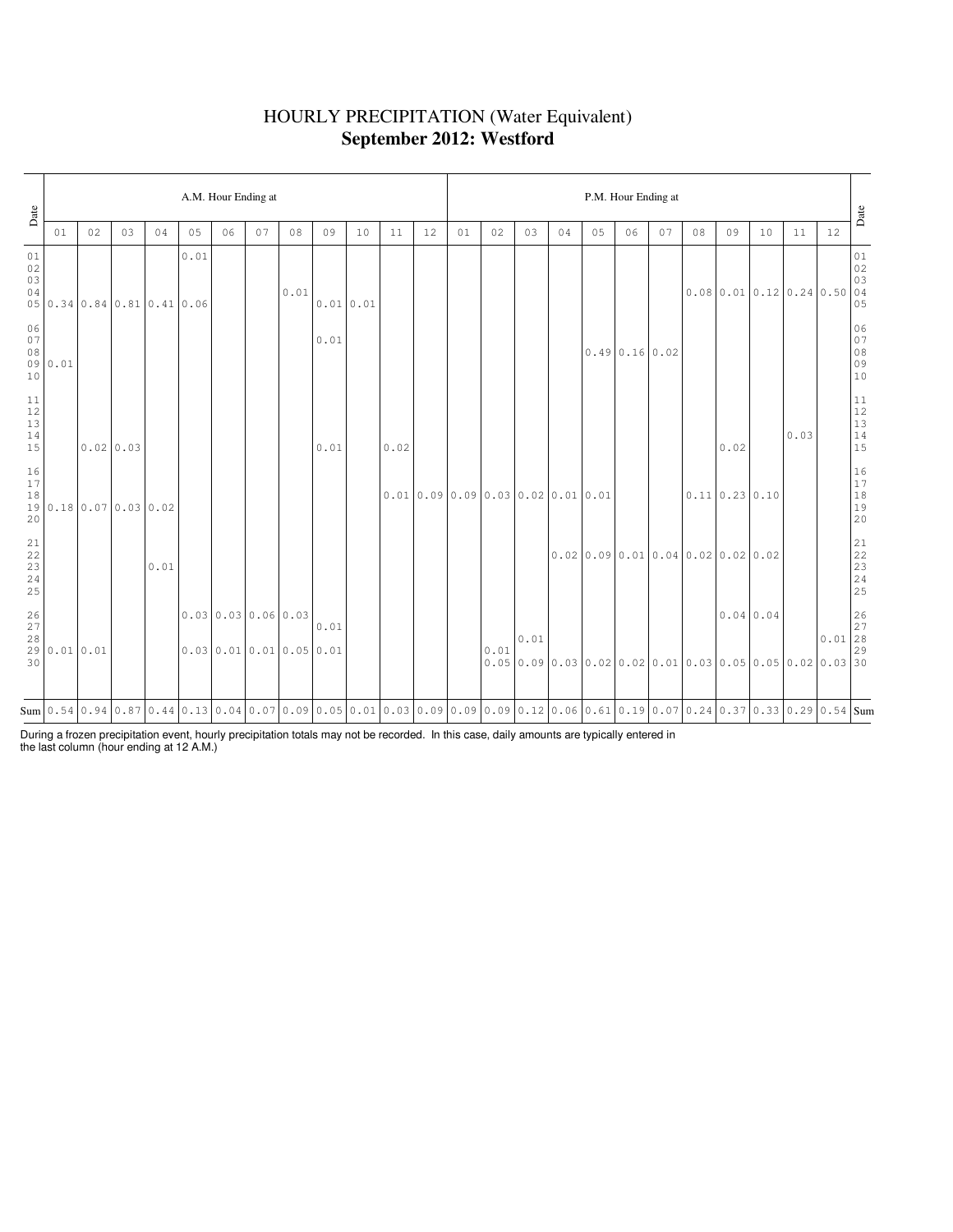# HOURLY PRECIPITATION (Water Equivalent)

## **September 2012: Westford**

| Date | A.M. Hour Ending at | | | | | | | | | | | | P.M. Hour Ending at | | | | | | | | | | | | Date |
|---|---|---|---|---|---|---|---|---|---|---|---|---|---|---|---|---|---|---|---|---|---|---|---|---|---|
| | 01 | 02 | 03 | 04 | 05 | 06 | 07 | 08 | 09 | 10 | 11 | 12 | 01 | 02 | 03 | 04 | 05 | 06 | 07 | 08 | 09 | 10 | 11 | 12 | |
| 01 | | | | | 0.01 | | | | | | | | | | | | | | | | | | | | 01 |
| 02 | | | | | | | | | | | | | | | | | | | | | | | | | 02 |
| 03 | | | | | | | | | | | | | | | | | | | | | | | | | 03 |
| 04 | | | | | | | | 0.01 | | | | | | | | | | | | 0.08 | 0.01 | 0.12 | 0.24 | 0.50 | 04 |
| 05 | 0.34 | 0.84 | 0.81 | 0.41 | 0.06 | | | | 0.01 | 0.01 | | | | | | | | | | | | | | | 05 |
| 06 | | | | | | | | | | | | | | | | | | | | | | | | | 06 |
| 07 | | | | | | | | | 0.01 | | | | | | | | | | | | | | | | 07 |
| 08 | | | | | | | | | | | | | | | | | 0.49 | 0.16 | 0.02 | | | | | | 08 |
| 09 | 0.01 | | | | | | | | | | | | | | | | | | | | | | | | 09 |
| 10 | | | | | | | | | | | | | | | | | | | | | | | | | 10 |
| 11 | | | | | | | | | | | | | | | | | | | | | | | | | 11 |
| 12 | | | | | | | | | | | | | | | | | | | | | | | | | 12 |
| 13 | | | | | | | | | | | | | | | | | | | | | | | | | 13 |
| 14 | | | | | | | | | | | | | | | | | | | | | | | 0.03 | | 14 |
| 15 | | 0.02 | 0.03 | | | | | | 0.01 | | 0.02 | | | | | | | | | | 0.02 | | | | 15 |
| 16 | | | | | | | | | | | | | | | | | | | | | | | | | 16 |
| 17 | | | | | | | | | | | | | | | | | | | | | | | | | 17 |
| 18 | | | | | | | | | | | 0.01 | 0.09 | 0.09 | 0.03 | 0.02 | 0.01 | 0.01 | | | 0.11 | 0.23 | 0.10 | | | 18 |
| 19 | 0.18 | 0.07 | 0.03 | 0.02 | | | | | | | | | | | | | | | | | | | | | 19 |
| 20 | | | | | | | | | | | | | | | | | | | | | | | | | 20 |
| 21 | | | | | | | | | | | | | | | | | | | | | | | | | 21 |
| 22 | | | | | | | | | | | | | | | | 0.02 | 0.09 | 0.01 | 0.04 | 0.02 | 0.02 | 0.02 | | | 22 |
| 23 | | | | 0.01 | | | | | | | | | | | | | | | | | | | | | 23 |
| 24 | | | | | | | | | | | | | | | | | | | | | | | | | 24 |
| 25 | | | | | | | | | | | | | | | | | | | | | | | | | 25 |
| 26 | | | | | 0.03 | 0.03 | 0.06 | 0.03 | | | | | | | | | | | | | 0.04 | 0.04 | | | 26 |
| 27 | | | | | | | | | 0.01 | | | | | | | | | | | | | | | | 27 |
| 28 | | | | | | | | | | | | | | | 0.01 | | | | | | | | | 0.01 | 28 |
| 29 | 0.01 | 0.01 | | | 0.03 | 0.01 | 0.01 | 0.05 | 0.01 | | | | | 0.01 | | | | | | | | | | | 29 |
| 30 | | | | | | | | | | | | | | 0.05 | 0.09 | 0.03 | 0.02 | 0.02 | 0.01 | 0.03 | 0.05 | 0.05 | 0.02 | 0.03 | 30 |
| Sum | 0.54 | 0.94 | 0.87 | 0.44 | 0.13 | 0.04 | 0.07 | 0.09 | 0.05 | 0.01 | 0.03 | 0.09 | 0.09 | 0.09 | 0.12 | 0.06 | 0.61 | 0.19 | 0.07 | 0.24 | 0.37 | 0.33 | 0.29 | 0.54 | Sum |

During a frozen precipitation event, hourly precipitation totals may not be recorded. In this case, daily amounts are typically entered in the last column (hour ending at 12 A.M.)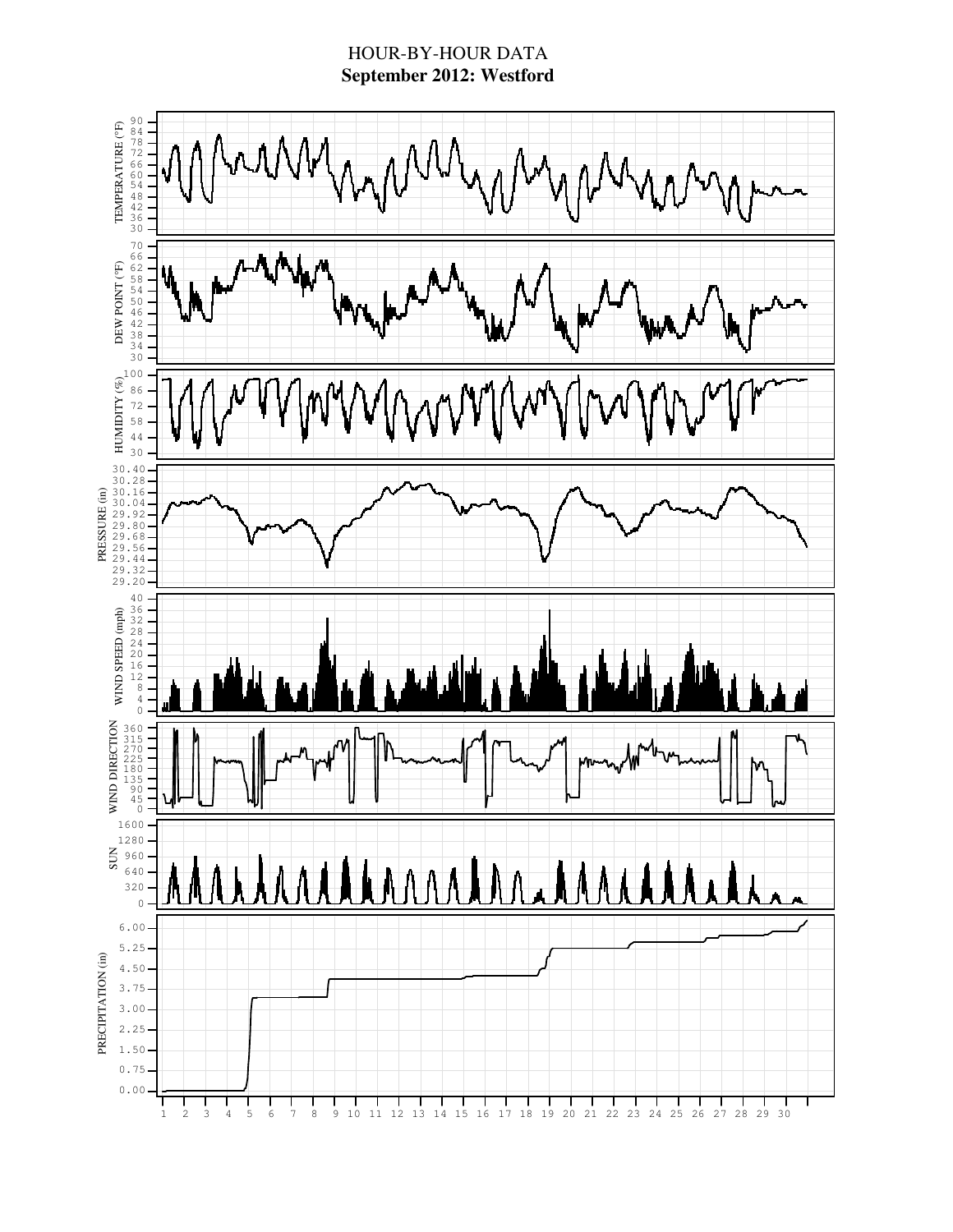# HOUR-BY-HOUR DATA

**September 2012: Westford**

TEMPERATURE (°F): 30, 36, 42, 48, 54, 60, 66, 72, 78, 84, 90

DEW POINT (°F): 30, 34, 38, 42, 46, 50, 54, 58, 62, 66, 70

HUMIDITY (%): 30, 44, 58, 72, 86, 100

PRESSURE (in): 29.20, 29.32, 29.44, 29.56, 29.68, 29.80, 29.92, 30.04, 30.16, 30.28, 30.40

WIND SPEED (mph): 0, 4, 8, 12, 16, 20, 24, 28, 32, 36, 40

WIND DIRECTION: 0, 45, 90, 135, 180, 225, 270, 315, 360

SUN: 0, 320, 640, 960, 1280, 1600

PRECIPITATION (in): 0.00, 0.75, 1.50, 2.25, 3.00, 3.75, 4.50, 5.25, 6.00

1 2 3 4 5 6 7 8 9 10 11 12 13 14 15 16 17 18 19 20 21 22 23 24 25 26 27 28 29 30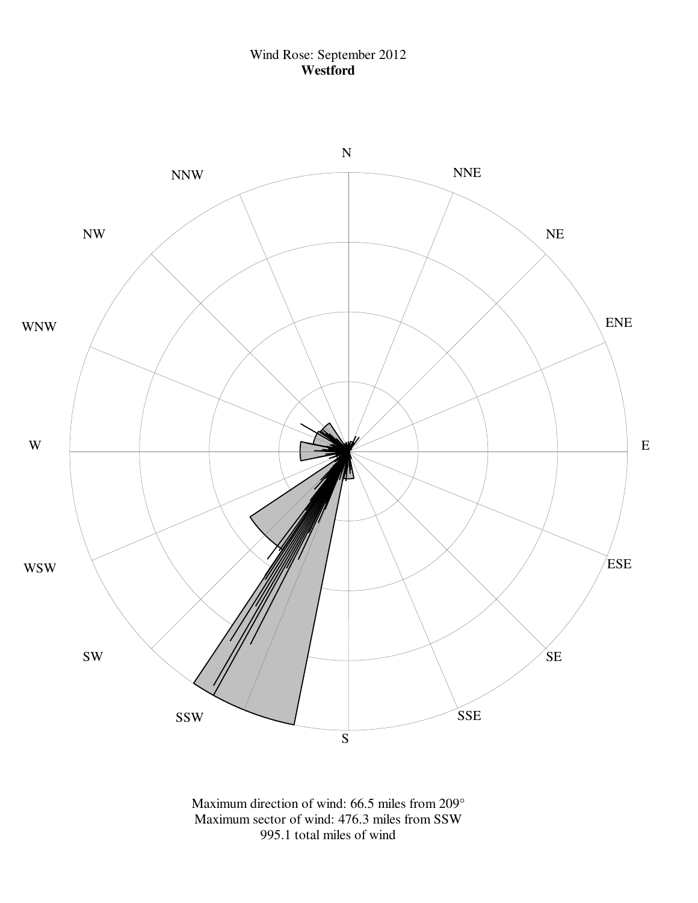Wind Rose: September 2012
**Westford**

N
NNE
NE
ENE
E
ESE
SE
SSE
S
SSW
SW
WSW
W
WNW
NW
NNW

Maximum direction of wind: 66.5 miles from 209°
Maximum sector of wind: 476.3 miles from SSW
995.1 total miles of wind